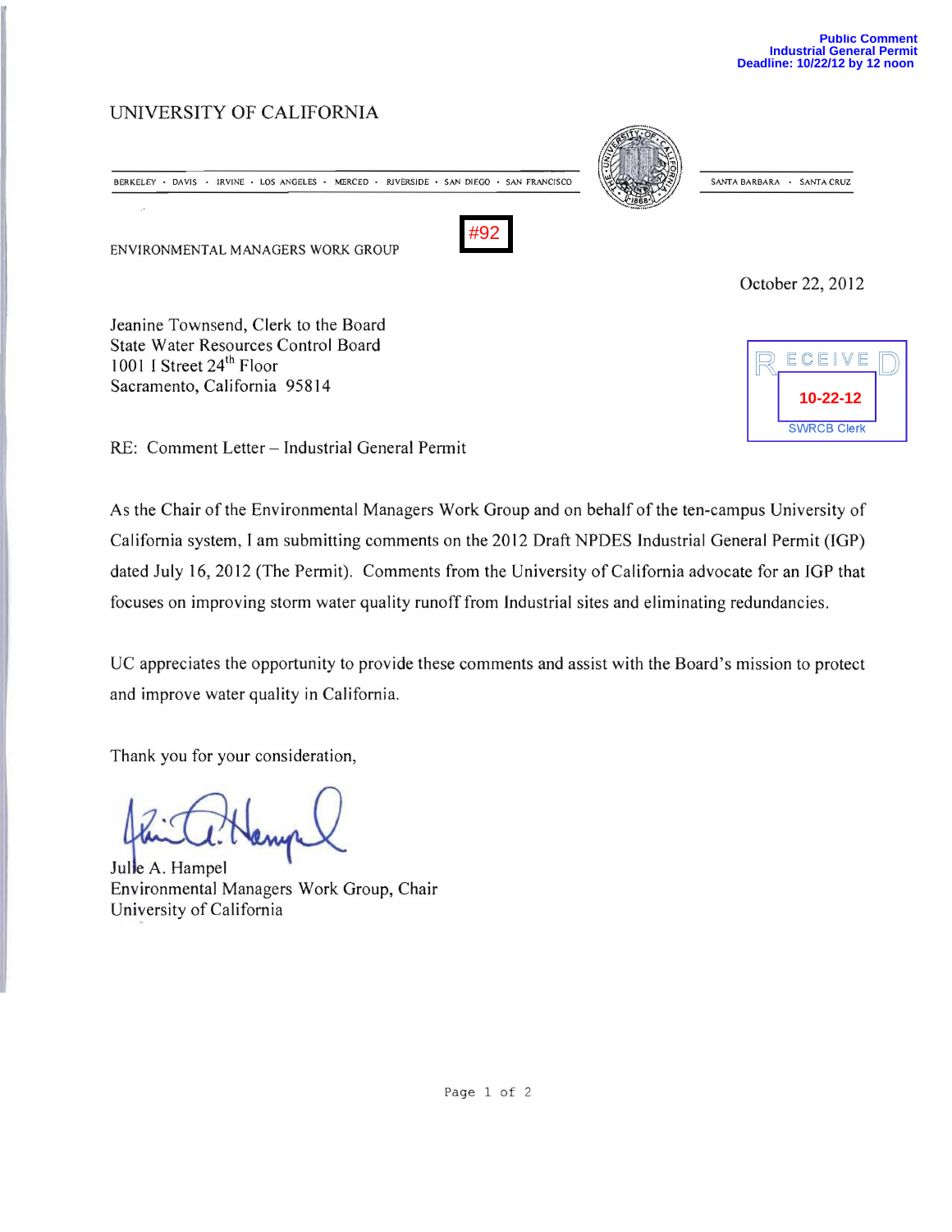Public Comment
Industrial General Permit
Deadline: 10/22/12 by 12 noon

UNIVERSITY OF CALIFORNIA

BERKELEY · DAVIS · IRVINE · LOS ANGELES · MERCED · RIVERSIDE · SAN DIEGO · SAN FRANCISCO

SANTA BARBARA · SANTA CRUZ

ENVIRONMENTAL MANAGERS WORK GROUP

#92

October 22, 2012

RECEIVED
10-22-12
SWRCB Clerk

Jeanine Townsend, Clerk to the Board
State Water Resources Control Board
1001 I Street 24th Floor
Sacramento, California 95814

RE: Comment Letter – Industrial General Permit

As the Chair of the Environmental Managers Work Group and on behalf of the ten-campus University of California system, I am submitting comments on the 2012 Draft NPDES Industrial General Permit (IGP) dated July 16, 2012 (The Permit). Comments from the University of California advocate for an IGP that focuses on improving storm water quality runoff from Industrial sites and eliminating redundancies.

UC appreciates the opportunity to provide these comments and assist with the Board's mission to protect and improve water quality in California.

Thank you for your consideration,

Julie A. Hampel
Environmental Managers Work Group, Chair
University of California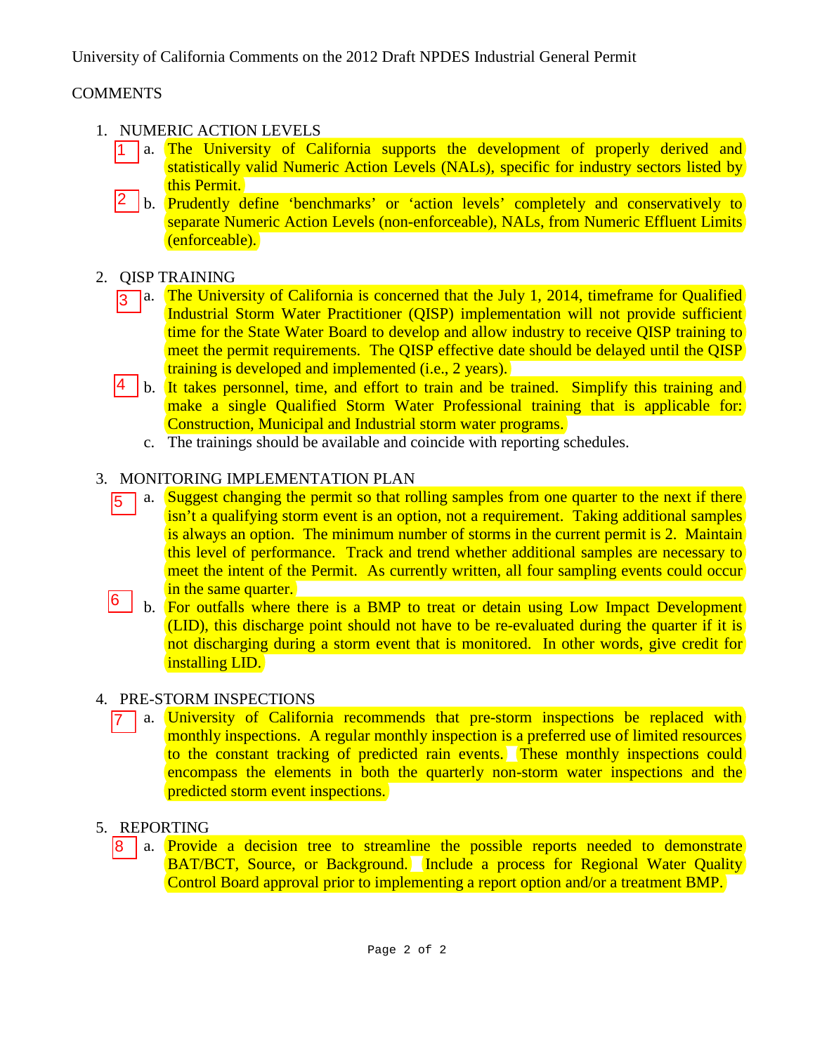University of California Comments on the 2012 Draft NPDES Industrial General Permit

COMMENTS

1. NUMERIC ACTION LEVELS
   1 a. The University of California supports the development of properly derived and statistically valid Numeric Action Levels (NALs), specific for industry sectors listed by this Permit.
   2 b. Prudently define 'benchmarks' or 'action levels' completely and conservatively to separate Numeric Action Levels (non-enforceable), NALs, from Numeric Effluent Limits (enforceable).

2. QISP TRAINING
   3 a. The University of California is concerned that the July 1, 2014, timeframe for Qualified Industrial Storm Water Practitioner (QISP) implementation will not provide sufficient time for the State Water Board to develop and allow industry to receive QISP training to meet the permit requirements. The QISP effective date should be delayed until the QISP training is developed and implemented (i.e., 2 years).
   4 b. It takes personnel, time, and effort to train and be trained. Simplify this training and make a single Qualified Storm Water Professional training that is applicable for: Construction, Municipal and Industrial storm water programs.
   c. The trainings should be available and coincide with reporting schedules.

3. MONITORING IMPLEMENTATION PLAN
   5 a. Suggest changing the permit so that rolling samples from one quarter to the next if there isn't a qualifying storm event is an option, not a requirement. Taking additional samples is always an option. The minimum number of storms in the current permit is 2. Maintain this level of performance. Track and trend whether additional samples are necessary to meet the intent of the Permit. As currently written, all four sampling events could occur in the same quarter.
   6 b. For outfalls where there is a BMP to treat or detain using Low Impact Development (LID), this discharge point should not have to be re-evaluated during the quarter if it is not discharging during a storm event that is monitored. In other words, give credit for installing LID.

4. PRE-STORM INSPECTIONS
   7 a. University of California recommends that pre-storm inspections be replaced with monthly inspections. A regular monthly inspection is a preferred use of limited resources to the constant tracking of predicted rain events. These monthly inspections could encompass the elements in both the quarterly non-storm water inspections and the predicted storm event inspections.

5. REPORTING
   8 a. Provide a decision tree to streamline the possible reports needed to demonstrate BAT/BCT, Source, or Background. Include a process for Regional Water Quality Control Board approval prior to implementing a report option and/or a treatment BMP.